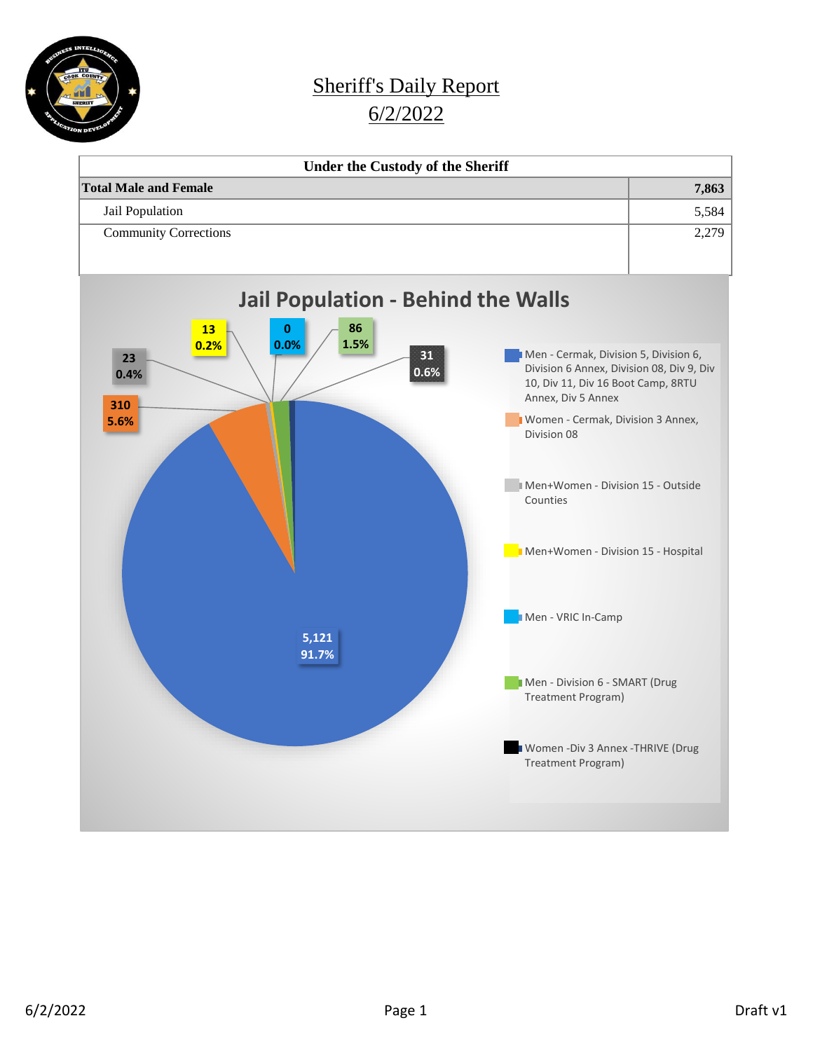# Sheriff's Daily Report

## 6/2/2022

| Under the Custody of the Sheriff | |
|---|---|
| **Total Male and Female** | **7,863** |
| Jail Population | 5,584 |
| Community Corrections | 2,279 |

## Jail Population - Behind the Walls

| Category | Count | Percent |
|---|---|---|
| Men - Cermak, Division 5, Division 6, Division 6 Annex, Division 08, Div 9, Div 10, Div 11, Div 16 Boot Camp, 8RTU Annex, Div 5 Annex | 5,121 | 91.7% |
| Women - Cermak, Division 3 Annex, Division 08 | 310 | 5.6% |
| Men+Women - Division 15 - Outside Counties | 23 | 0.4% |
| Men+Women - Division 15 - Hospital | 13 | 0.2% |
| Men - VRIC In-Camp | 0 | 0.0% |
| Men - Division 6 - SMART (Drug Treatment Program) | 86 | 1.5% |
| Women -Div 3 Annex -THRIVE (Drug Treatment Program) | 31 | 0.6% |

Draft v1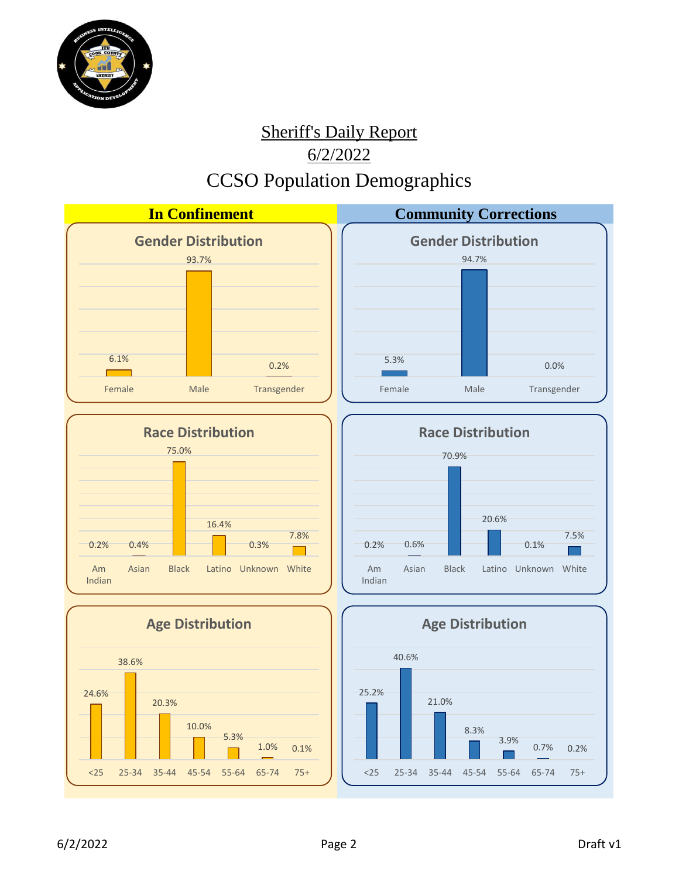# Sheriff's Daily Report

## 6/2/2022

## CCSO Population Demographics

### In Confinement

**Gender Distribution**

93.7%
6.1%
0.2%
Female
Male
Transgender

**Race Distribution**

75.0%
16.4%
7.8%
0.2%
0.4%
0.3%
Am Indian
Asian
Black
Latino
Unknown
White

**Age Distribution**

38.6%
24.6%
20.3%
10.0%
5.3%
1.0%
0.1%
<25
25-34
35-44
45-54
55-64
65-74
75+

### Community Corrections

**Gender Distribution**

94.7%
5.3%
0.0%
Female
Male
Transgender

**Race Distribution**

70.9%
20.6%
7.5%
0.2%
0.6%
0.1%
Am Indian
Asian
Black
Latino
Unknown
White

**Age Distribution**

40.6%
25.2%
21.0%
8.3%
3.9%
0.7%
0.2%
<25
25-34
35-44
45-54
55-64
65-74
75+

6/2/2022 Draft v1